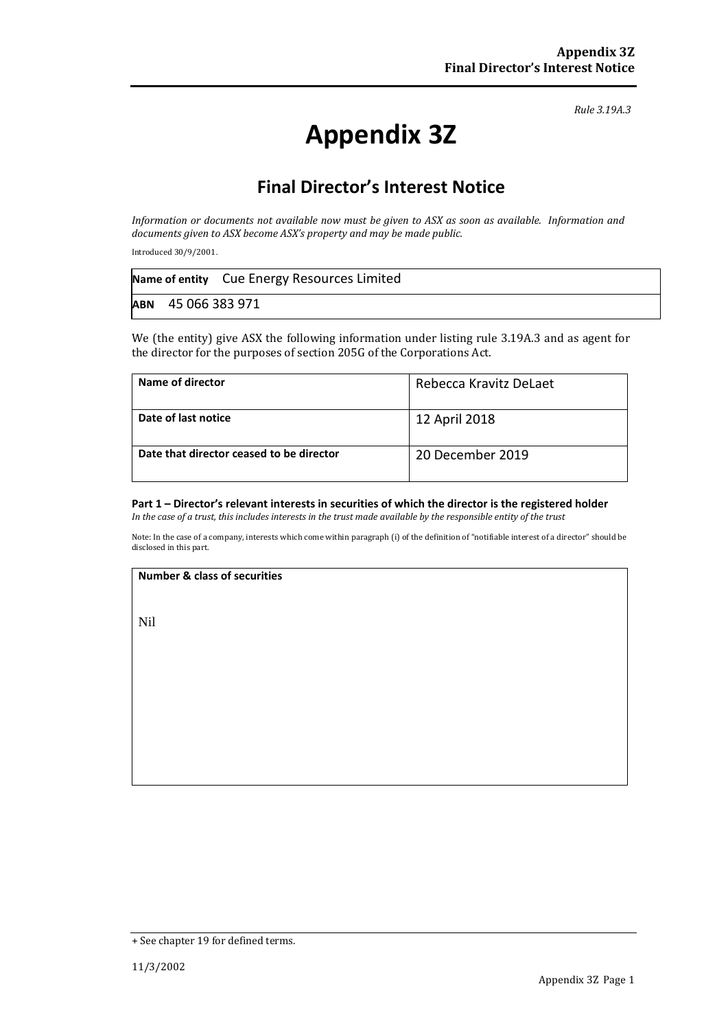*Rule 3.19A.3*

# Appendix 3Z

## Final Director's Interest Notice

*Information or documents not available now must be given to ASX as soon as available. Information and documents given to ASX become ASX's property and may be made public.*

Introduced 30/9/2001.

| **Name of entity** | Cue Energy Resources Limited |
|---|---|
| **ABN** | 45 066 383 971 |

We (the entity) give ASX the following information under listing rule 3.19A.3 and as agent for the director for the purposes of section 205G of the Corporations Act.

| **Name of director** | Rebecca Kravitz DeLaet |
|---|---|
| **Date of last notice** | 12 April 2018 |
| **Date that director ceased to be director** | 20 December 2019 |

**Part 1 – Director's relevant interests in securities of which the director is the registered holder**
*In the case of a trust, this includes interests in the trust made available by the responsible entity of the trust*

Note: In the case of a company, interests which come within paragraph (i) of the definition of "notifiable interest of a director" should be disclosed in this part.

| **Number & class of securities** |
|---|
| Nil |

+ See chapter 19 for defined terms.

11/3/2002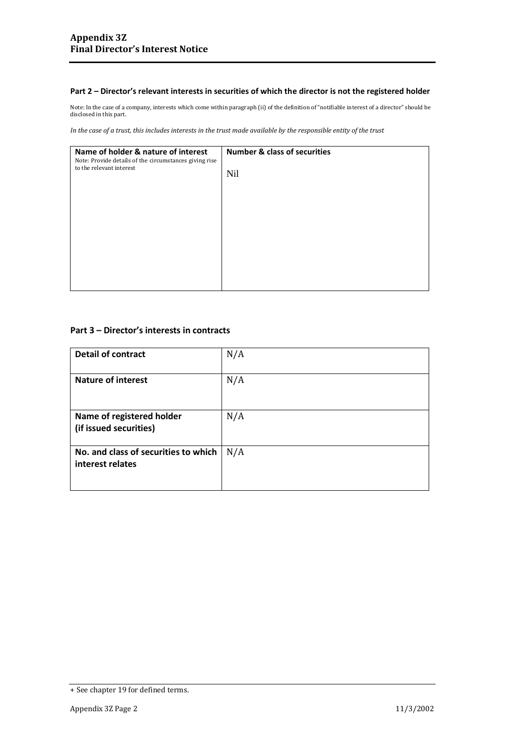#### Part 2 – Director's relevant interests in securities of which the director is not the registered holder

Note: In the case of a company, interests which come within paragraph (ii) of the definition of "notifiable interest of a director" should be disclosed in this part.

*In the case of a trust, this includes interests in the trust made available by the responsible entity of the trust*

| **Name of holder & nature of interest**<br>Note: Provide details of the circumstances giving rise to the relevant interest | **Number & class of securities** |
|---|---|
| | Nil |

#### Part 3 – Director's interests in contracts

| | |
|---|---|
| **Detail of contract** | N/A |
| **Nature of interest** | N/A |
| **Name of registered holder (if issued securities)** | N/A |
| **No. and class of securities to which interest relates** | N/A |

+ See chapter 19 for defined terms.